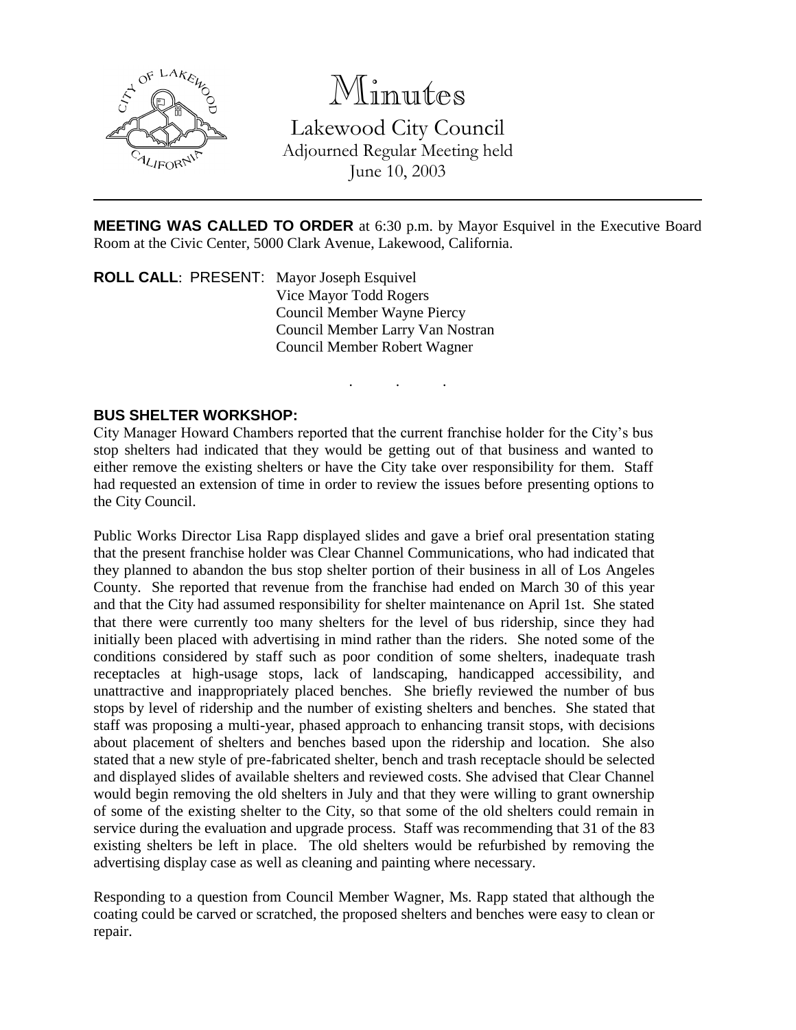# Minutes

## Lakewood City Council

Adjourned Regular Meeting held
June 10, 2003

---

**MEETING WAS CALLED TO ORDER** at 6:30 p.m. by Mayor Esquivel in the Executive Board Room at the Civic Center, 5000 Clark Avenue, Lakewood, California.

**ROLL CALL**: PRESENT: Mayor Joseph Esquivel
Vice Mayor Todd Rogers
Council Member Wayne Piercy
Council Member Larry Van Nostran
Council Member Robert Wagner

. . .

**BUS SHELTER WORKSHOP:**

City Manager Howard Chambers reported that the current franchise holder for the City's bus stop shelters had indicated that they would be getting out of that business and wanted to either remove the existing shelters or have the City take over responsibility for them. Staff had requested an extension of time in order to review the issues before presenting options to the City Council.

Public Works Director Lisa Rapp displayed slides and gave a brief oral presentation stating that the present franchise holder was Clear Channel Communications, who had indicated that they planned to abandon the bus stop shelter portion of their business in all of Los Angeles County. She reported that revenue from the franchise had ended on March 30 of this year and that the City had assumed responsibility for shelter maintenance on April 1st. She stated that there were currently too many shelters for the level of bus ridership, since they had initially been placed with advertising in mind rather than the riders. She noted some of the conditions considered by staff such as poor condition of some shelters, inadequate trash receptacles at high-usage stops, lack of landscaping, handicapped accessibility, and unattractive and inappropriately placed benches. She briefly reviewed the number of bus stops by level of ridership and the number of existing shelters and benches. She stated that staff was proposing a multi-year, phased approach to enhancing transit stops, with decisions about placement of shelters and benches based upon the ridership and location. She also stated that a new style of pre-fabricated shelter, bench and trash receptacle should be selected and displayed slides of available shelters and reviewed costs. She advised that Clear Channel would begin removing the old shelters in July and that they were willing to grant ownership of some of the existing shelter to the City, so that some of the old shelters could remain in service during the evaluation and upgrade process. Staff was recommending that 31 of the 83 existing shelters be left in place. The old shelters would be refurbished by removing the advertising display case as well as cleaning and painting where necessary.

Responding to a question from Council Member Wagner, Ms. Rapp stated that although the coating could be carved or scratched, the proposed shelters and benches were easy to clean or repair.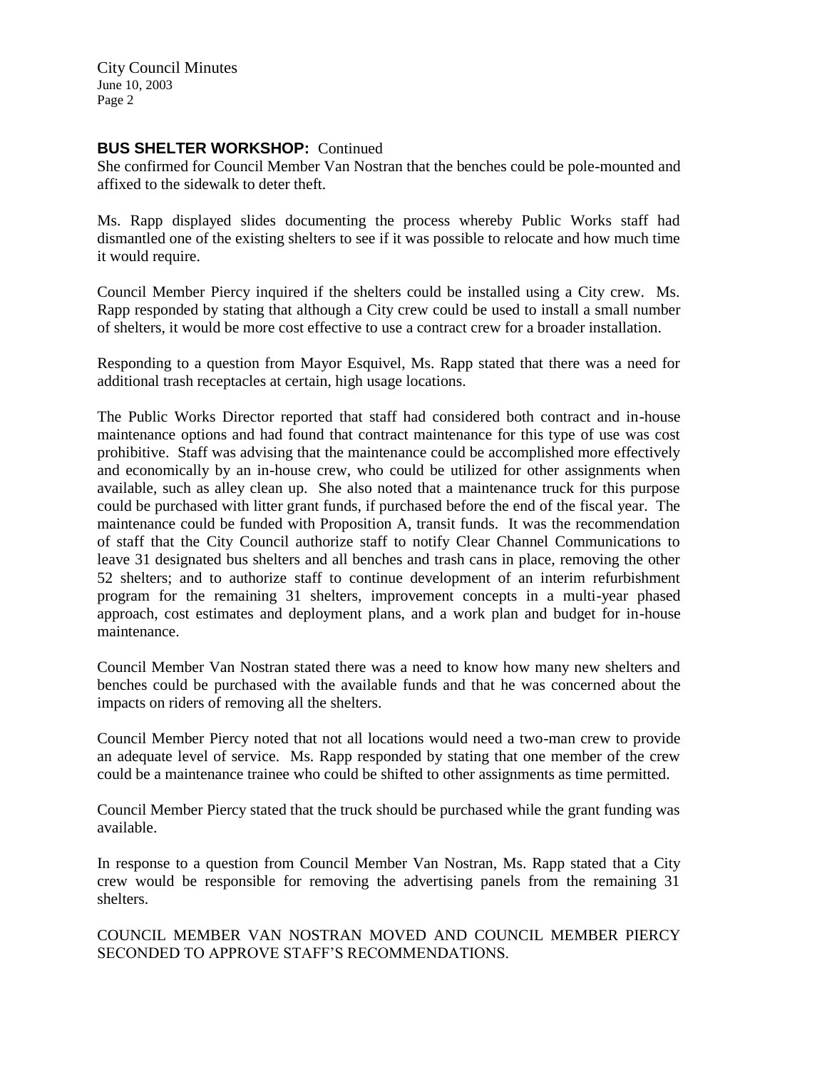**BUS SHELTER WORKSHOP:** Continued

She confirmed for Council Member Van Nostran that the benches could be pole-mounted and affixed to the sidewalk to deter theft.

Ms. Rapp displayed slides documenting the process whereby Public Works staff had dismantled one of the existing shelters to see if it was possible to relocate and how much time it would require.

Council Member Piercy inquired if the shelters could be installed using a City crew. Ms. Rapp responded by stating that although a City crew could be used to install a small number of shelters, it would be more cost effective to use a contract crew for a broader installation.

Responding to a question from Mayor Esquivel, Ms. Rapp stated that there was a need for additional trash receptacles at certain, high usage locations.

The Public Works Director reported that staff had considered both contract and in-house maintenance options and had found that contract maintenance for this type of use was cost prohibitive. Staff was advising that the maintenance could be accomplished more effectively and economically by an in-house crew, who could be utilized for other assignments when available, such as alley clean up. She also noted that a maintenance truck for this purpose could be purchased with litter grant funds, if purchased before the end of the fiscal year. The maintenance could be funded with Proposition A, transit funds. It was the recommendation of staff that the City Council authorize staff to notify Clear Channel Communications to leave 31 designated bus shelters and all benches and trash cans in place, removing the other 52 shelters; and to authorize staff to continue development of an interim refurbishment program for the remaining 31 shelters, improvement concepts in a multi-year phased approach, cost estimates and deployment plans, and a work plan and budget for in-house maintenance.

Council Member Van Nostran stated there was a need to know how many new shelters and benches could be purchased with the available funds and that he was concerned about the impacts on riders of removing all the shelters.

Council Member Piercy noted that not all locations would need a two-man crew to provide an adequate level of service. Ms. Rapp responded by stating that one member of the crew could be a maintenance trainee who could be shifted to other assignments as time permitted.

Council Member Piercy stated that the truck should be purchased while the grant funding was available.

In response to a question from Council Member Van Nostran, Ms. Rapp stated that a City crew would be responsible for removing the advertising panels from the remaining 31 shelters.

COUNCIL MEMBER VAN NOSTRAN MOVED AND COUNCIL MEMBER PIERCY SECONDED TO APPROVE STAFF'S RECOMMENDATIONS.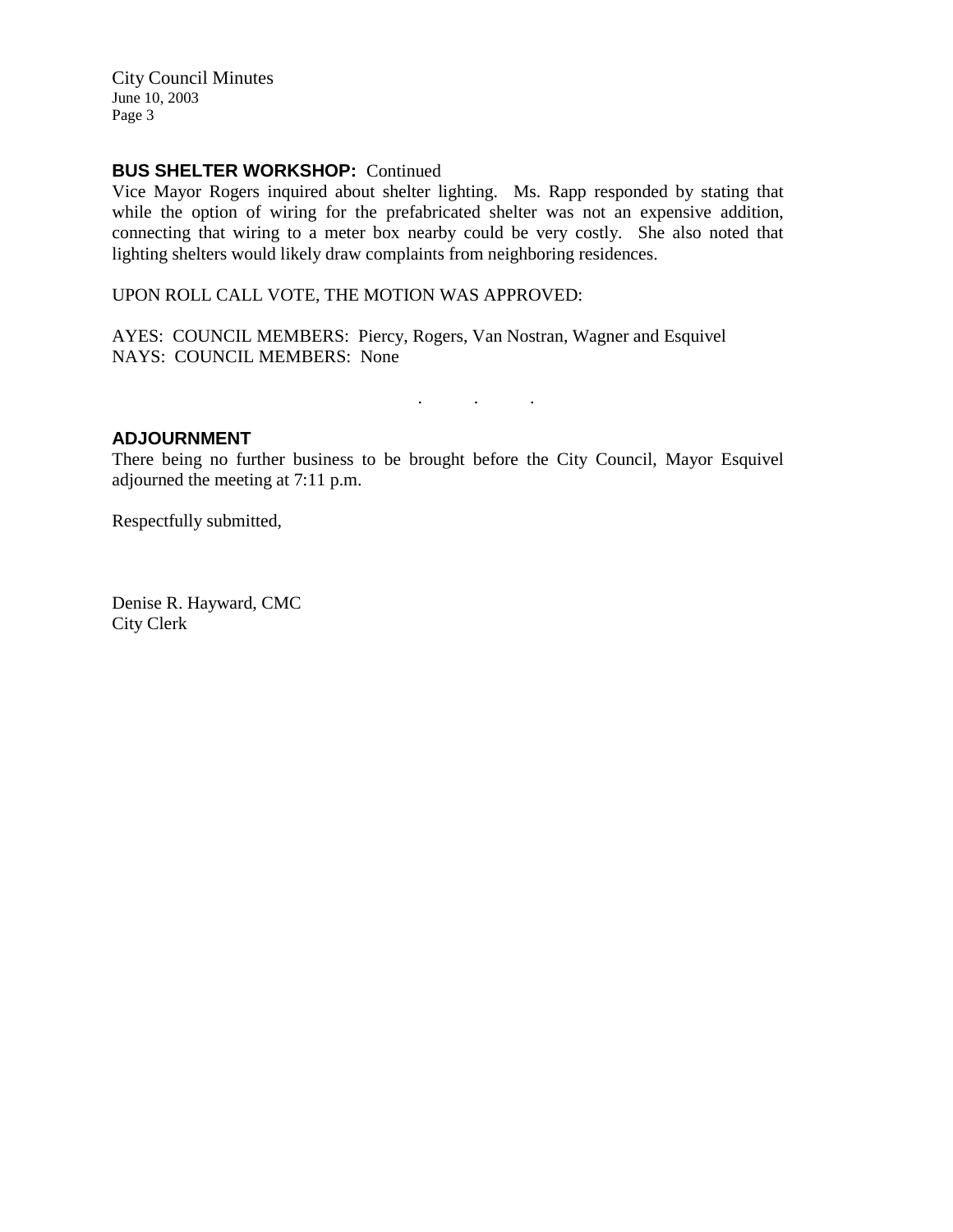**BUS SHELTER WORKSHOP:** Continued

Vice Mayor Rogers inquired about shelter lighting. Ms. Rapp responded by stating that while the option of wiring for the prefabricated shelter was not an expensive addition, connecting that wiring to a meter box nearby could be very costly. She also noted that lighting shelters would likely draw complaints from neighboring residences.

UPON ROLL CALL VOTE, THE MOTION WAS APPROVED:

AYES: COUNCIL MEMBERS: Piercy, Rogers, Van Nostran, Wagner and Esquivel
NAYS: COUNCIL MEMBERS: None

. . .

**ADJOURNMENT**

There being no further business to be brought before the City Council, Mayor Esquivel adjourned the meeting at 7:11 p.m.

Respectfully submitted,

Denise R. Hayward, CMC
City Clerk